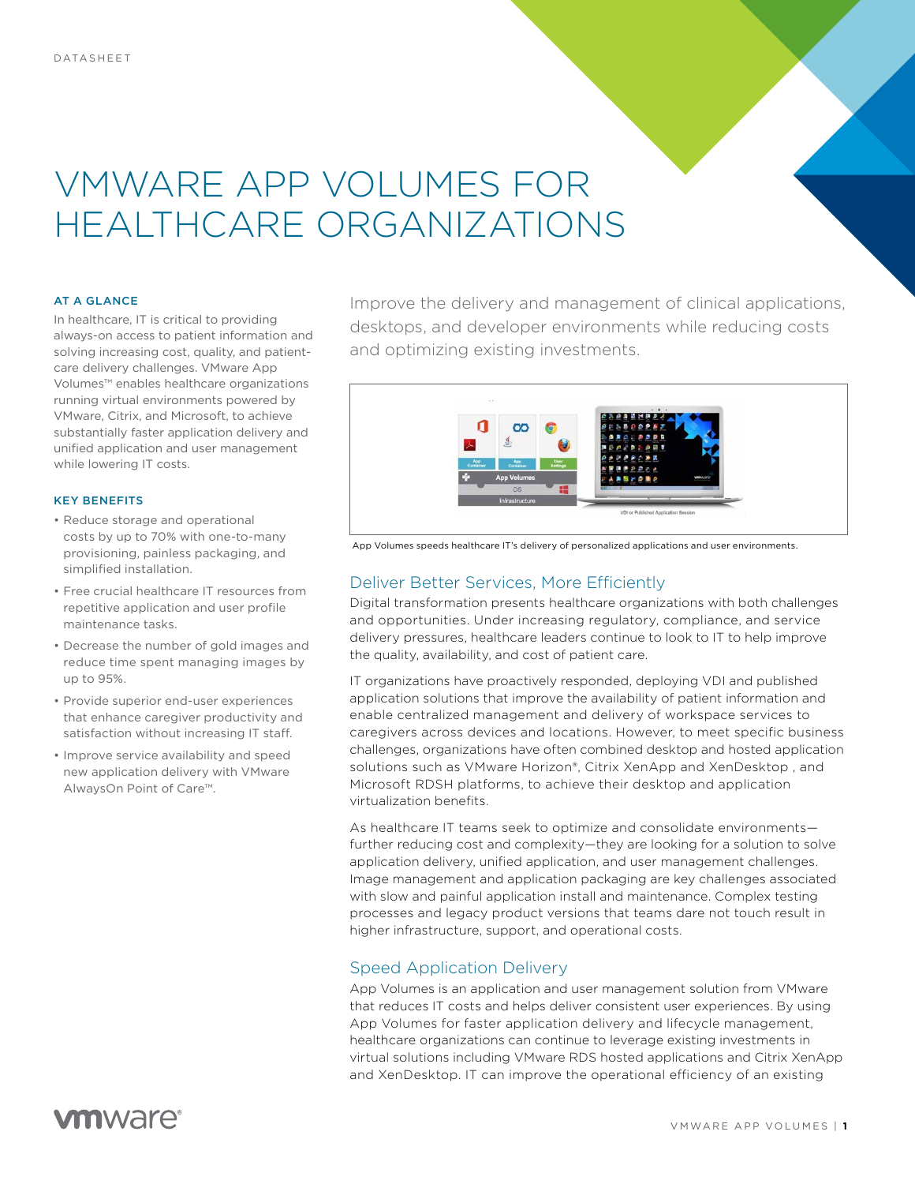DATASHEET

# VMWARE APP VOLUMES FOR HEALTHCARE ORGANIZATIONS

### AT A GLANCE

In healthcare, IT is critical to providing always-on access to patient information and solving increasing cost, quality, and patient-care delivery challenges. VMware App Volumes™ enables healthcare organizations running virtual environments powered by VMware, Citrix, and Microsoft, to achieve substantially faster application delivery and unified application and user management while lowering IT costs.

### KEY BENEFITS

- Reduce storage and operational costs by up to 70% with one-to-many provisioning, painless packaging, and simplified installation.
- Free crucial healthcare IT resources from repetitive application and user profile maintenance tasks.
- Decrease the number of gold images and reduce time spent managing images by up to 95%.
- Provide superior end-user experiences that enhance caregiver productivity and satisfaction without increasing IT staff.
- Improve service availability and speed new application delivery with VMware AlwaysOn Point of Care™.

Improve the delivery and management of clinical applications, desktops, and developer environments while reducing costs and optimizing existing investments.

App Volumes speeds healthcare IT's delivery of personalized applications and user environments.

## Deliver Better Services, More Efficiently

Digital transformation presents healthcare organizations with both challenges and opportunities. Under increasing regulatory, compliance, and service delivery pressures, healthcare leaders continue to look to IT to help improve the quality, availability, and cost of patient care.

IT organizations have proactively responded, deploying VDI and published application solutions that improve the availability of patient information and enable centralized management and delivery of workspace services to caregivers across devices and locations. However, to meet specific business challenges, organizations have often combined desktop and hosted application solutions such as VMware Horizon®, Citrix XenApp and XenDesktop , and Microsoft RDSH platforms, to achieve their desktop and application virtualization benefits.

As healthcare IT teams seek to optimize and consolidate environments—further reducing cost and complexity—they are looking for a solution to solve application delivery, unified application, and user management challenges. Image management and application packaging are key challenges associated with slow and painful application install and maintenance. Complex testing processes and legacy product versions that teams dare not touch result in higher infrastructure, support, and operational costs.

## Speed Application Delivery

App Volumes is an application and user management solution from VMware that reduces IT costs and helps deliver consistent user experiences. By using App Volumes for faster application delivery and lifecycle management, healthcare organizations can continue to leverage existing investments in virtual solutions including VMware RDS hosted applications and Citrix XenApp and XenDesktop. IT can improve the operational efficiency of an existing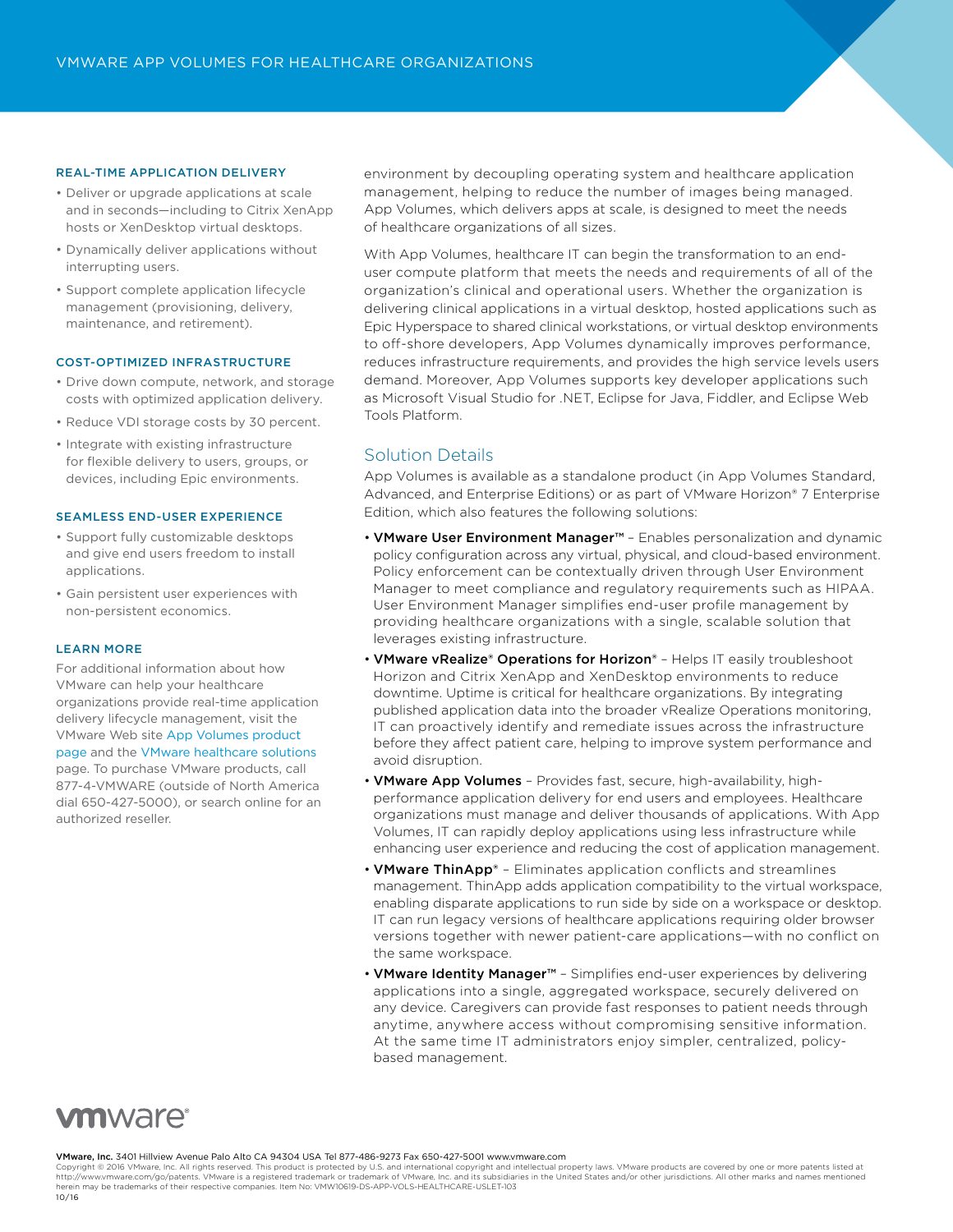### REAL-TIME APPLICATION DELIVERY

- Deliver or upgrade applications at scale and in seconds—including to Citrix XenApp hosts or XenDesktop virtual desktops.
- Dynamically deliver applications without interrupting users.
- Support complete application lifecycle management (provisioning, delivery, maintenance, and retirement).

### COST-OPTIMIZED INFRASTRUCTURE

- Drive down compute, network, and storage costs with optimized application delivery.
- Reduce VDI storage costs by 30 percent.
- Integrate with existing infrastructure for flexible delivery to users, groups, or devices, including Epic environments.

### SEAMLESS END-USER EXPERIENCE

- Support fully customizable desktops and give end users freedom to install applications.
- Gain persistent user experiences with non-persistent economics.

### LEARN MORE

For additional information about how VMware can help your healthcare organizations provide real-time application delivery lifecycle management, visit the VMware Web site App Volumes product page and the VMware healthcare solutions page. To purchase VMware products, call 877-4-VMWARE (outside of North America dial 650-427-5000), or search online for an authorized reseller.

environment by decoupling operating system and healthcare application management, helping to reduce the number of images being managed. App Volumes, which delivers apps at scale, is designed to meet the needs of healthcare organizations of all sizes.

With App Volumes, healthcare IT can begin the transformation to an end-user compute platform that meets the needs and requirements of all of the organization's clinical and operational users. Whether the organization is delivering clinical applications in a virtual desktop, hosted applications such as Epic Hyperspace to shared clinical workstations, or virtual desktop environments to off-shore developers, App Volumes dynamically improves performance, reduces infrastructure requirements, and provides the high service levels users demand. Moreover, App Volumes supports key developer applications such as Microsoft Visual Studio for .NET, Eclipse for Java, Fiddler, and Eclipse Web Tools Platform.

## Solution Details

App Volumes is available as a standalone product (in App Volumes Standard, Advanced, and Enterprise Editions) or as part of VMware Horizon® 7 Enterprise Edition, which also features the following solutions:

- **VMware User Environment Manager™** – Enables personalization and dynamic policy configuration across any virtual, physical, and cloud-based environment. Policy enforcement can be contextually driven through User Environment Manager to meet compliance and regulatory requirements such as HIPAA. User Environment Manager simplifies end-user profile management by providing healthcare organizations with a single, scalable solution that leverages existing infrastructure.
- **VMware vRealize® Operations for Horizon®** – Helps IT easily troubleshoot Horizon and Citrix XenApp and XenDesktop environments to reduce downtime. Uptime is critical for healthcare organizations. By integrating published application data into the broader vRealize Operations monitoring, IT can proactively identify and remediate issues across the infrastructure before they affect patient care, helping to improve system performance and avoid disruption.
- **VMware App Volumes** – Provides fast, secure, high-availability, high-performance application delivery for end users and employees. Healthcare organizations must manage and deliver thousands of applications. With App Volumes, IT can rapidly deploy applications using less infrastructure while enhancing user experience and reducing the cost of application management.
- **VMware ThinApp®** – Eliminates application conflicts and streamlines management. ThinApp adds application compatibility to the virtual workspace, enabling disparate applications to run side by side on a workspace or desktop. IT can run legacy versions of healthcare applications requiring older browser versions together with newer patient-care applications—with no conflict on the same workspace.
- **VMware Identity Manager™** – Simplifies end-user experiences by delivering applications into a single, aggregated workspace, securely delivered on any device. Caregivers can provide fast responses to patient needs through anytime, anywhere access without compromising sensitive information. At the same time IT administrators enjoy simpler, centralized, policy-based management.

**VMware, Inc.** 3401 Hillview Avenue Palo Alto CA 94304 USA Tel 877-486-9273 Fax 650-427-5001 www.vmware.com
Copyright © 2016 VMware, Inc. All rights reserved. This product is protected by U.S. and international copyright and intellectual property laws. VMware products are covered by one or more patents listed at http://www.vmware.com/go/patents. VMware is a registered trademark or trademark of VMware, Inc. and its subsidiaries in the United States and/or other jurisdictions. All other marks and names mentioned herein may be trademarks of their respective companies. Item No: VMW10619-DS-APP-VOLS-HEALTHCARE-USLET-103
10/16